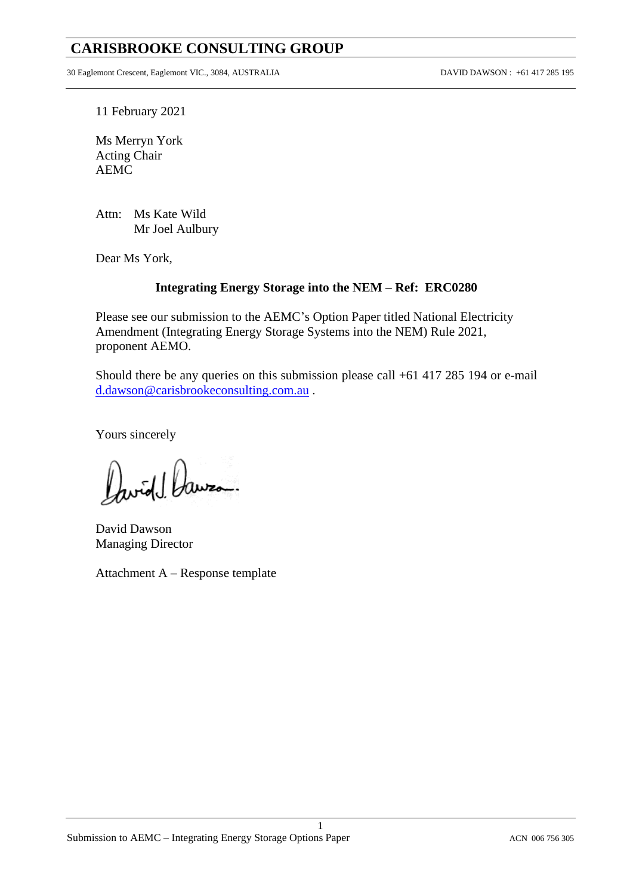# CARISBROOKE CONSULTING GROUP

30 Eaglemont Crescent, Eaglemont VIC., 3084, AUSTRALIA DAVID DAWSON : +61 417 285 195

11 February 2021

Ms Merryn York
Acting Chair
AEMC

Attn: Ms Kate Wild
Mr Joel Aulbury

Dear Ms York,

**Integrating Energy Storage into the NEM – Ref: ERC0280**

Please see our submission to the AEMC's Option Paper titled National Electricity Amendment (Integrating Energy Storage Systems into the NEM) Rule 2021, proponent AEMO.

Should there be any queries on this submission please call +61 417 285 194 or e-mail d.dawson@carisbrookeconsulting.com.au .

Yours sincerely

David Dawson
Managing Director

Attachment A – Response template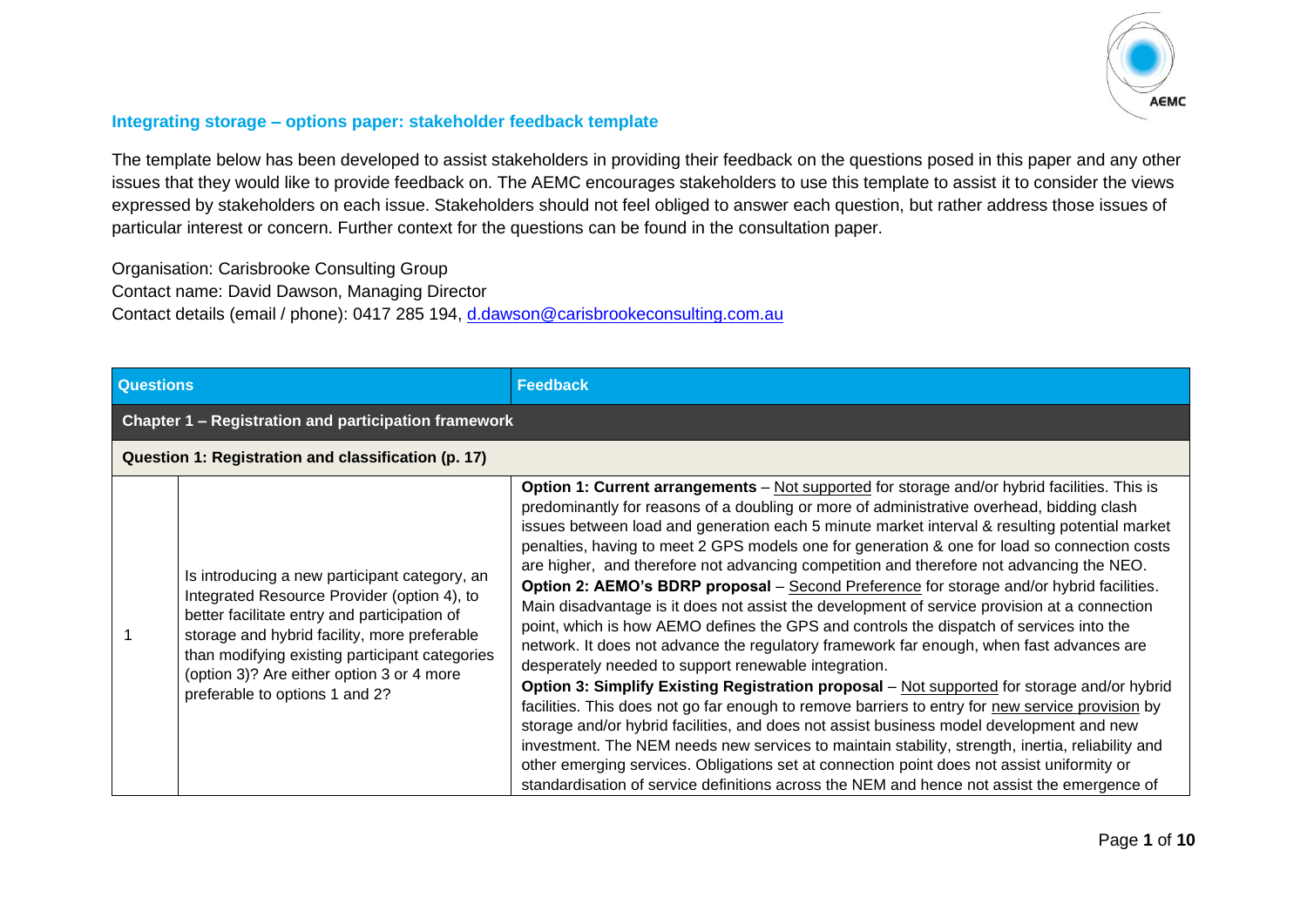**Integrating storage – options paper: stakeholder feedback template**

The template below has been developed to assist stakeholders in providing their feedback on the questions posed in this paper and any other issues that they would like to provide feedback on. The AEMC encourages stakeholders to use this template to assist it to consider the views expressed by stakeholders on each issue. Stakeholders should not feel obliged to answer each question, but rather address those issues of particular interest or concern. Further context for the questions can be found in the consultation paper.

Organisation: Carisbrooke Consulting Group
Contact name: David Dawson, Managing Director
Contact details (email / phone): 0417 285 194, d.dawson@carisbrookeconsulting.com.au

| Questions | | Feedback |
|---|---|---|
| **Chapter 1 – Registration and participation framework** | | |
| **Question 1: Registration and classification (p. 17)** | | |
| 1 | Is introducing a new participant category, an Integrated Resource Provider (option 4), to better facilitate entry and participation of storage and hybrid facility, more preferable than modifying existing participant categories (option 3)? Are either option 3 or 4 more preferable to options 1 and 2? | **Option 1: Current arrangements** – Not supported for storage and/or hybrid facilities. This is predominantly for reasons of a doubling or more of administrative overhead, bidding clash issues between load and generation each 5 minute market interval & resulting potential market penalties, having to meet 2 GPS models one for generation & one for load so connection costs are higher, and therefore not advancing competition and therefore not advancing the NEO. **Option 2: AEMO's BDRP proposal** – Second Preference for storage and/or hybrid facilities. Main disadvantage is it does not assist the development of service provision at a connection point, which is how AEMO defines the GPS and controls the dispatch of services into the network. It does not advance the regulatory framework far enough, when fast advances are desperately needed to support renewable integration. **Option 3: Simplify Existing Registration proposal** – Not supported for storage and/or hybrid facilities. This does not go far enough to remove barriers to entry for new service provision by storage and/or hybrid facilities, and does not assist business model development and new investment. The NEM needs new services to maintain stability, strength, inertia, reliability and other emerging services. Obligations set at connection point does not assist uniformity or standardisation of service definitions across the NEM and hence not assist the emergence of |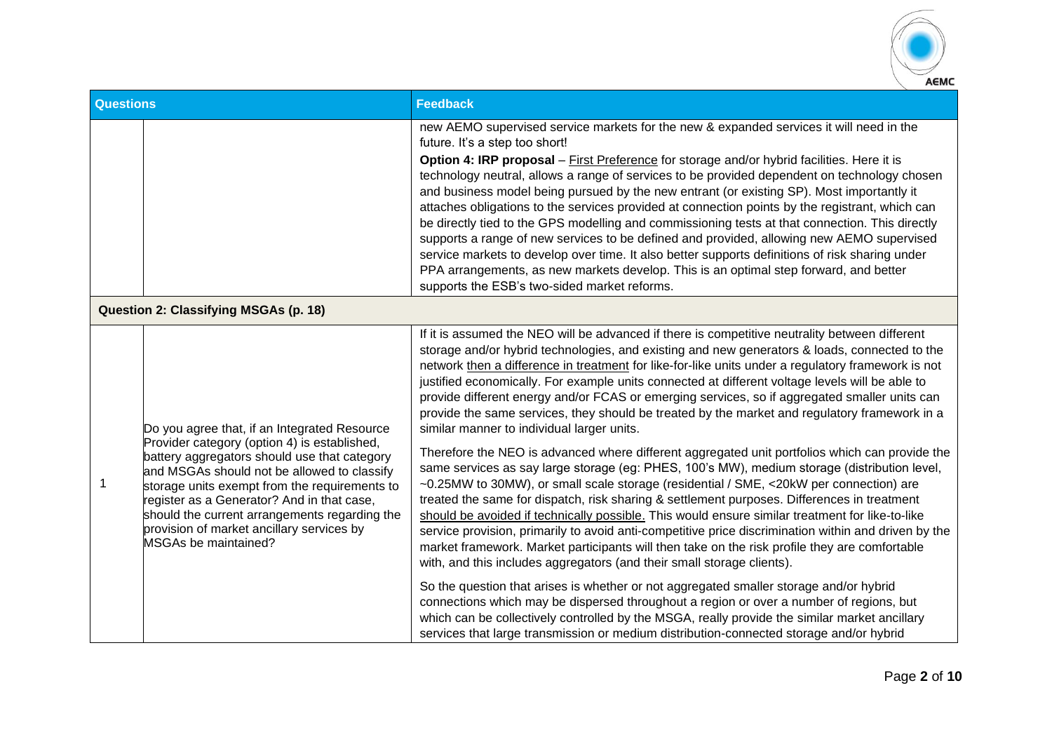| Questions | | Feedback |
|---|---|---|
| | | new AEMO supervised service markets for the new & expanded services it will need in the future. It's a step too short!<br><br>**Option 4: IRP proposal** – First Preference for storage and/or hybrid facilities. Here it is technology neutral, allows a range of services to be provided dependent on technology chosen and business model being pursued by the new entrant (or existing SP). Most importantly it attaches obligations to the services provided at connection points by the registrant, which can be directly tied to the GPS modelling and commissioning tests at that connection. This directly supports a range of new services to be defined and provided, allowing new AEMO supervised service markets to develop over time. It also better supports definitions of risk sharing under PPA arrangements, as new markets develop. This is an optimal step forward, and better supports the ESB's two-sided market reforms. |
| **Question 2: Classifying MSGAs (p. 18)** | | |
| 1 | Do you agree that, if an Integrated Resource Provider category (option 4) is established, battery aggregators should use that category and MSGAs should not be allowed to classify storage units exempt from the requirements to register as a Generator? And in that case, should the current arrangements regarding the provision of market ancillary services by MSGAs be maintained? | If it is assumed the NEO will be advanced if there is competitive neutrality between different storage and/or hybrid technologies, and existing and new generators & loads, connected to the network then a difference in treatment for like-for-like units under a regulatory framework is not justified economically. For example units connected at different voltage levels will be able to provide different energy and/or FCAS or emerging services, so if aggregated smaller units can provide the same services, they should be treated by the market and regulatory framework in a similar manner to individual larger units.<br><br>Therefore the NEO is advanced where different aggregated unit portfolios which can provide the same services as say large storage (eg: PHES, 100's MW), medium storage (distribution level, ~0.25MW to 30MW), or small scale storage (residential / SME, <20kW per connection) are treated the same for dispatch, risk sharing & settlement purposes. Differences in treatment should be avoided if technically possible. This would ensure similar treatment for like-to-like service provision, primarily to avoid anti-competitive price discrimination within and driven by the market framework. Market participants will then take on the risk profile they are comfortable with, and this includes aggregators (and their small storage clients).<br><br>So the question that arises is whether or not aggregated smaller storage and/or hybrid connections which may be dispersed throughout a region or over a number of regions, but which can be collectively controlled by the MSGA, really provide the similar market ancillary services that large transmission or medium distribution-connected storage and/or hybrid |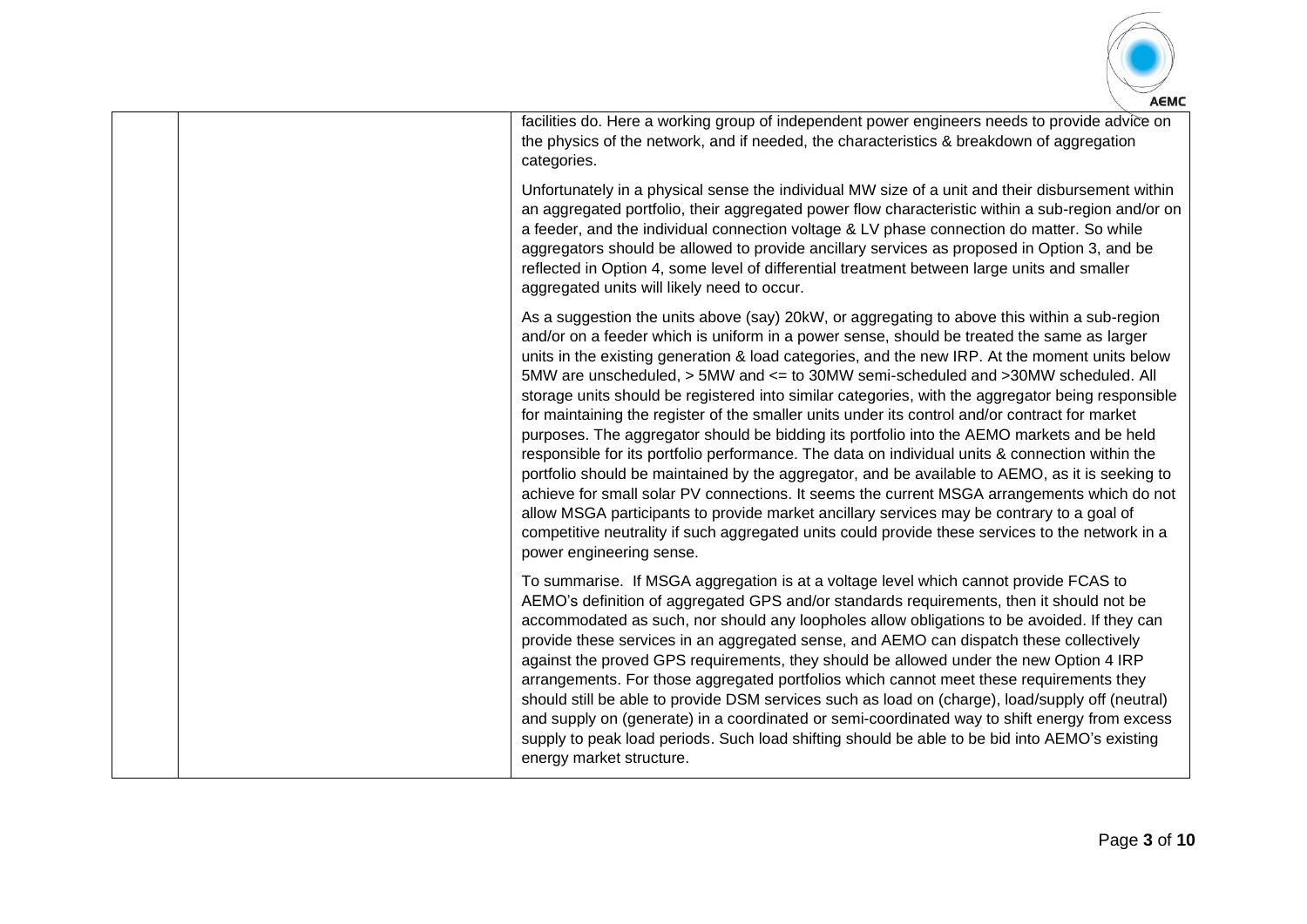| | | |
|---|---|---|
| | | facilities do. Here a working group of independent power engineers needs to provide advice on the physics of the network, and if needed, the characteristics & breakdown of aggregation categories.<br><br>Unfortunately in a physical sense the individual MW size of a unit and their disbursement within an aggregated portfolio, their aggregated power flow characteristic within a sub-region and/or on a feeder, and the individual connection voltage & LV phase connection do matter. So while aggregators should be allowed to provide ancillary services as proposed in Option 3, and be reflected in Option 4, some level of differential treatment between large units and smaller aggregated units will likely need to occur.<br><br>As a suggestion the units above (say) 20kW, or aggregating to above this within a sub-region and/or on a feeder which is uniform in a power sense, should be treated the same as larger units in the existing generation & load categories, and the new IRP. At the moment units below 5MW are unscheduled, > 5MW and <= to 30MW semi-scheduled and >30MW scheduled. All storage units should be registered into similar categories, with the aggregator being responsible for maintaining the register of the smaller units under its control and/or contract for market purposes. The aggregator should be bidding its portfolio into the AEMO markets and be held responsible for its portfolio performance. The data on individual units & connection within the portfolio should be maintained by the aggregator, and be available to AEMO, as it is seeking to achieve for small solar PV connections. It seems the current MSGA arrangements which do not allow MSGA participants to provide market ancillary services may be contrary to a goal of competitive neutrality if such aggregated units could provide these services to the network in a power engineering sense.<br><br>To summarise. If MSGA aggregation is at a voltage level which cannot provide FCAS to AEMO's definition of aggregated GPS and/or standards requirements, then it should not be accommodated as such, nor should any loopholes allow obligations to be avoided. If they can provide these services in an aggregated sense, and AEMO can dispatch these collectively against the proved GPS requirements, they should be allowed under the new Option 4 IRP arrangements. For those aggregated portfolios which cannot meet these requirements they should still be able to provide DSM services such as load on (charge), load/supply off (neutral) and supply on (generate) in a coordinated or semi-coordinated way to shift energy from excess supply to peak load periods. Such load shifting should be able to be bid into AEMO's existing energy market structure. |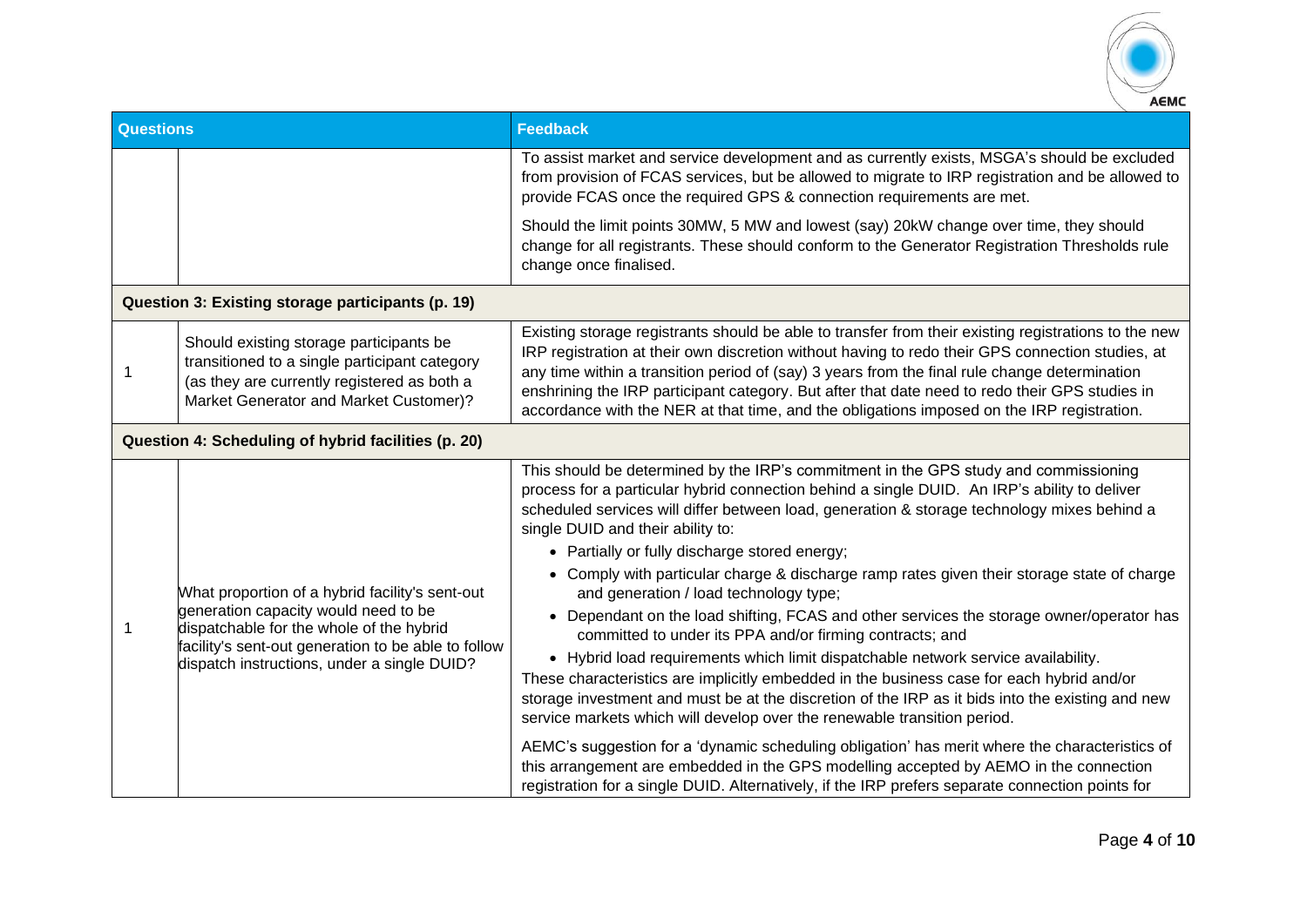| Questions | | Feedback |
|---|---|---|
| | | To assist market and service development and as currently exists, MSGA's should be excluded from provision of FCAS services, but be allowed to migrate to IRP registration and be allowed to provide FCAS once the required GPS & connection requirements are met.<br><br>Should the limit points 30MW, 5 MW and lowest (say) 20kW change over time, they should change for all registrants. These should conform to the Generator Registration Thresholds rule change once finalised. |
| **Question 3: Existing storage participants (p. 19)** | | |
| 1 | Should existing storage participants be transitioned to a single participant category (as they are currently registered as both a Market Generator and Market Customer)? | Existing storage registrants should be able to transfer from their existing registrations to the new IRP registration at their own discretion without having to redo their GPS connection studies, at any time within a transition period of (say) 3 years from the final rule change determination enshrining the IRP participant category. But after that date need to redo their GPS studies in accordance with the NER at that time, and the obligations imposed on the IRP registration. |
| **Question 4: Scheduling of hybrid facilities (p. 20)** | | |
| 1 | What proportion of a hybrid facility's sent-out generation capacity would need to be dispatchable for the whole of the hybrid facility's sent-out generation to be able to follow dispatch instructions, under a single DUID? | This should be determined by the IRP's commitment in the GPS study and commissioning process for a particular hybrid connection behind a single DUID. An IRP's ability to deliver scheduled services will differ between load, generation & storage technology mixes behind a single DUID and their ability to:<br>• Partially or fully discharge stored energy;<br>• Comply with particular charge & discharge ramp rates given their storage state of charge and generation / load technology type;<br>• Dependant on the load shifting, FCAS and other services the storage owner/operator has committed to under its PPA and/or firming contracts; and<br>• Hybrid load requirements which limit dispatchable network service availability.<br>These characteristics are implicitly embedded in the business case for each hybrid and/or storage investment and must be at the discretion of the IRP as it bids into the existing and new service markets which will develop over the renewable transition period.<br><br>AEMC's suggestion for a 'dynamic scheduling obligation' has merit where the characteristics of this arrangement are embedded in the GPS modelling accepted by AEMO in the connection registration for a single DUID. Alternatively, if the IRP prefers separate connection points for |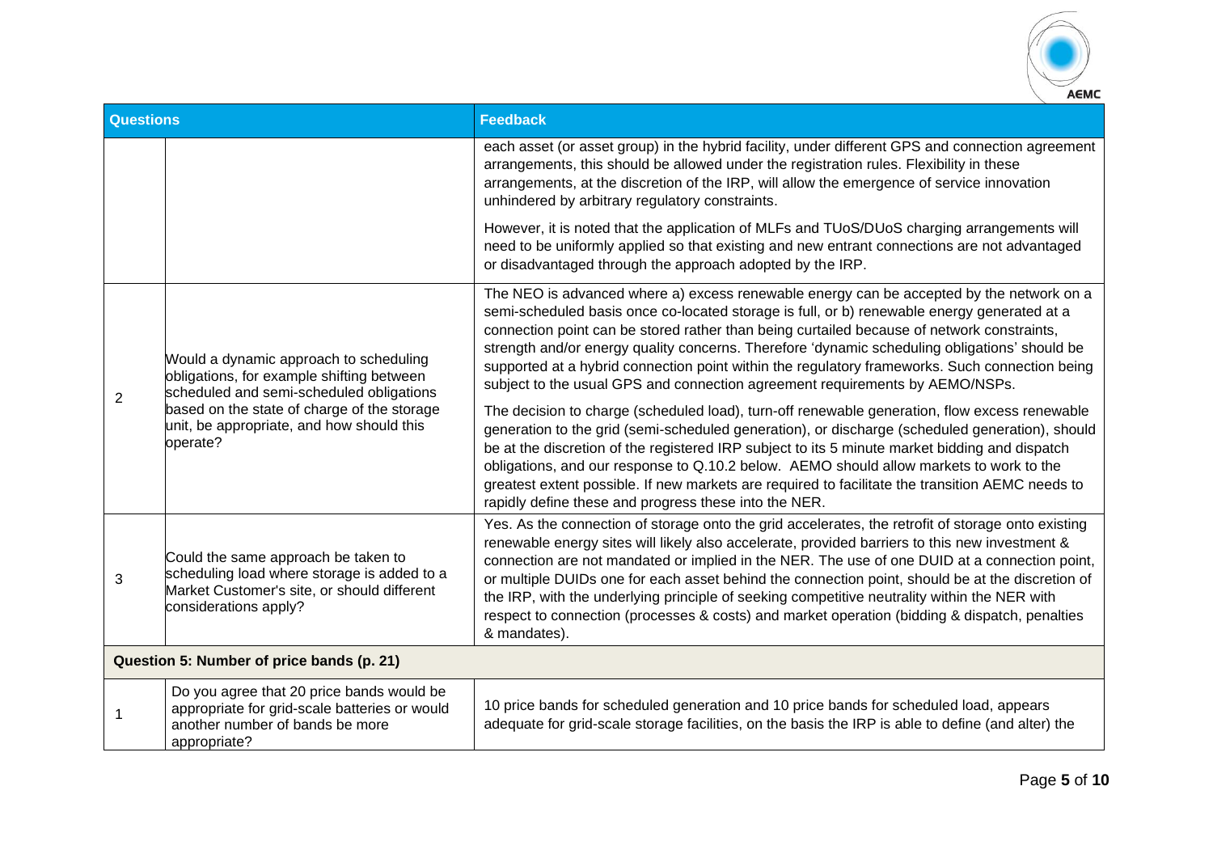| Questions | | Feedback |
|---|---|---|
| | | each asset (or asset group) in the hybrid facility, under different GPS and connection agreement arrangements, this should be allowed under the registration rules. Flexibility in these arrangements, at the discretion of the IRP, will allow the emergence of service innovation unhindered by arbitrary regulatory constraints.<br><br>However, it is noted that the application of MLFs and TUoS/DUoS charging arrangements will need to be uniformly applied so that existing and new entrant connections are not advantaged or disadvantaged through the approach adopted by the IRP. |
| 2 | Would a dynamic approach to scheduling obligations, for example shifting between scheduled and semi-scheduled obligations based on the state of charge of the storage unit, be appropriate, and how should this operate? | The NEO is advanced where a) excess renewable energy can be accepted by the network on a semi-scheduled basis once co-located storage is full, or b) renewable energy generated at a connection point can be stored rather than being curtailed because of network constraints, strength and/or energy quality concerns. Therefore 'dynamic scheduling obligations' should be supported at a hybrid connection point within the regulatory frameworks. Such connection being subject to the usual GPS and connection agreement requirements by AEMO/NSPs.<br><br>The decision to charge (scheduled load), turn-off renewable generation, flow excess renewable generation to the grid (semi-scheduled generation), or discharge (scheduled generation), should be at the discretion of the registered IRP subject to its 5 minute market bidding and dispatch obligations, and our response to Q.10.2 below. AEMO should allow markets to work to the greatest extent possible. If new markets are required to facilitate the transition AEMC needs to rapidly define these and progress these into the NER. |
| 3 | Could the same approach be taken to scheduling load where storage is added to a Market Customer's site, or should different considerations apply? | Yes. As the connection of storage onto the grid accelerates, the retrofit of storage onto existing renewable energy sites will likely also accelerate, provided barriers to this new investment & connection are not mandated or implied in the NER. The use of one DUID at a connection point, or multiple DUIDs one for each asset behind the connection point, should be at the discretion of the IRP, with the underlying principle of seeking competitive neutrality within the NER with respect to connection (processes & costs) and market operation (bidding & dispatch, penalties & mandates). |
| **Question 5: Number of price bands (p. 21)** | | |
| 1 | Do you agree that 20 price bands would be appropriate for grid-scale batteries or would another number of bands be more appropriate? | 10 price bands for scheduled generation and 10 price bands for scheduled load, appears adequate for grid-scale storage facilities, on the basis the IRP is able to define (and alter) the |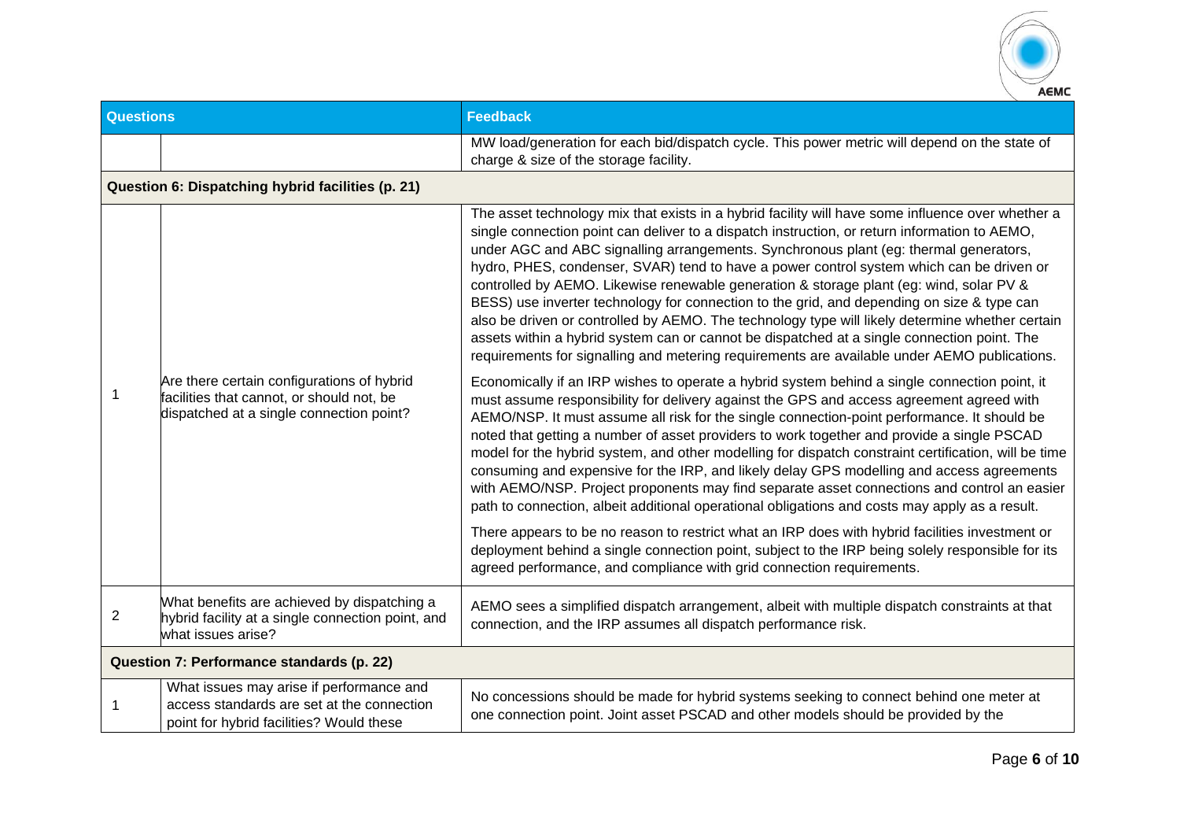| Questions | | Feedback |
| --- | --- | --- |
| | | MW load/generation for each bid/dispatch cycle. This power metric will depend on the state of charge & size of the storage facility. |
| **Question 6: Dispatching hybrid facilities (p. 21)** | | |
| 1 | Are there certain configurations of hybrid facilities that cannot, or should not, be dispatched at a single connection point? | The asset technology mix that exists in a hybrid facility will have some influence over whether a single connection point can deliver to a dispatch instruction, or return information to AEMO, under AGC and ABC signalling arrangements. Synchronous plant (eg: thermal generators, hydro, PHES, condenser, SVAR) tend to have a power control system which can be driven or controlled by AEMO. Likewise renewable generation & storage plant (eg: wind, solar PV & BESS) use inverter technology for connection to the grid, and depending on size & type can also be driven or controlled by AEMO. The technology type will likely determine whether certain assets within a hybrid system can or cannot be dispatched at a single connection point. The requirements for signalling and metering requirements are available under AEMO publications.<br><br>Economically if an IRP wishes to operate a hybrid system behind a single connection point, it must assume responsibility for delivery against the GPS and access agreement agreed with AEMO/NSP. It must assume all risk for the single connection-point performance. It should be noted that getting a number of asset providers to work together and provide a single PSCAD model for the hybrid system, and other modelling for dispatch constraint certification, will be time consuming and expensive for the IRP, and likely delay GPS modelling and access agreements with AEMO/NSP. Project proponents may find separate asset connections and control an easier path to connection, albeit additional operational obligations and costs may apply as a result.<br><br>There appears to be no reason to restrict what an IRP does with hybrid facilities investment or deployment behind a single connection point, subject to the IRP being solely responsible for its agreed performance, and compliance with grid connection requirements. |
| 2 | What benefits are achieved by dispatching a hybrid facility at a single connection point, and what issues arise? | AEMO sees a simplified dispatch arrangement, albeit with multiple dispatch constraints at that connection, and the IRP assumes all dispatch performance risk. |
| **Question 7: Performance standards (p. 22)** | | |
| 1 | What issues may arise if performance and access standards are set at the connection point for hybrid facilities? Would these | No concessions should be made for hybrid systems seeking to connect behind one meter at one connection point. Joint asset PSCAD and other models should be provided by the |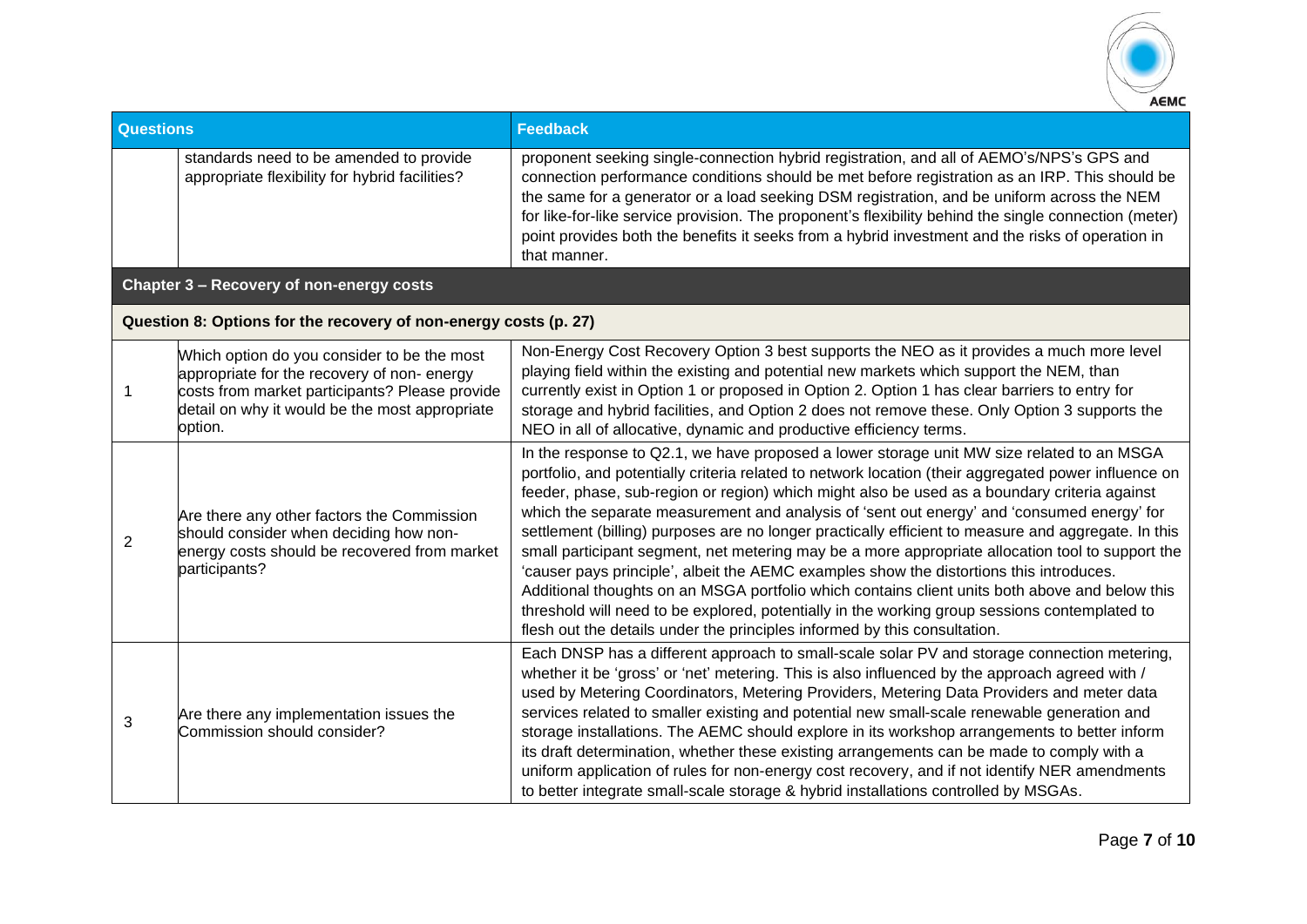| Questions | | Feedback |
|---|---|---|
| | standards need to be amended to provide appropriate flexibility for hybrid facilities? | proponent seeking single-connection hybrid registration, and all of AEMO's/NPS's GPS and connection performance conditions should be met before registration as an IRP. This should be the same for a generator or a load seeking DSM registration, and be uniform across the NEM for like-for-like service provision. The proponent's flexibility behind the single connection (meter) point provides both the benefits it seeks from a hybrid investment and the risks of operation in that manner. |
| **Chapter 3 – Recovery of non-energy costs** | | |
| **Question 8: Options for the recovery of non-energy costs (p. 27)** | | |
| 1 | Which option do you consider to be the most appropriate for the recovery of non- energy costs from market participants? Please provide detail on why it would be the most appropriate option. | Non-Energy Cost Recovery Option 3 best supports the NEO as it provides a much more level playing field within the existing and potential new markets which support the NEM, than currently exist in Option 1 or proposed in Option 2. Option 1 has clear barriers to entry for storage and hybrid facilities, and Option 2 does not remove these. Only Option 3 supports the NEO in all of allocative, dynamic and productive efficiency terms. |
| 2 | Are there any other factors the Commission should consider when deciding how non-energy costs should be recovered from market participants? | In the response to Q2.1, we have proposed a lower storage unit MW size related to an MSGA portfolio, and potentially criteria related to network location (their aggregated power influence on feeder, phase, sub-region or region) which might also be used as a boundary criteria against which the separate measurement and analysis of 'sent out energy' and 'consumed energy' for settlement (billing) purposes are no longer practically efficient to measure and aggregate. In this small participant segment, net metering may be a more appropriate allocation tool to support the 'causer pays principle', albeit the AEMC examples show the distortions this introduces. Additional thoughts on an MSGA portfolio which contains client units both above and below this threshold will need to be explored, potentially in the working group sessions contemplated to flesh out the details under the principles informed by this consultation. |
| 3 | Are there any implementation issues the Commission should consider? | Each DNSP has a different approach to small-scale solar PV and storage connection metering, whether it be 'gross' or 'net' metering. This is also influenced by the approach agreed with / used by Metering Coordinators, Metering Providers, Metering Data Providers and meter data services related to smaller existing and potential new small-scale renewable generation and storage installations. The AEMC should explore in its workshop arrangements to better inform its draft determination, whether these existing arrangements can be made to comply with a uniform application of rules for non-energy cost recovery, and if not identify NER amendments to better integrate small-scale storage & hybrid installations controlled by MSGAs. |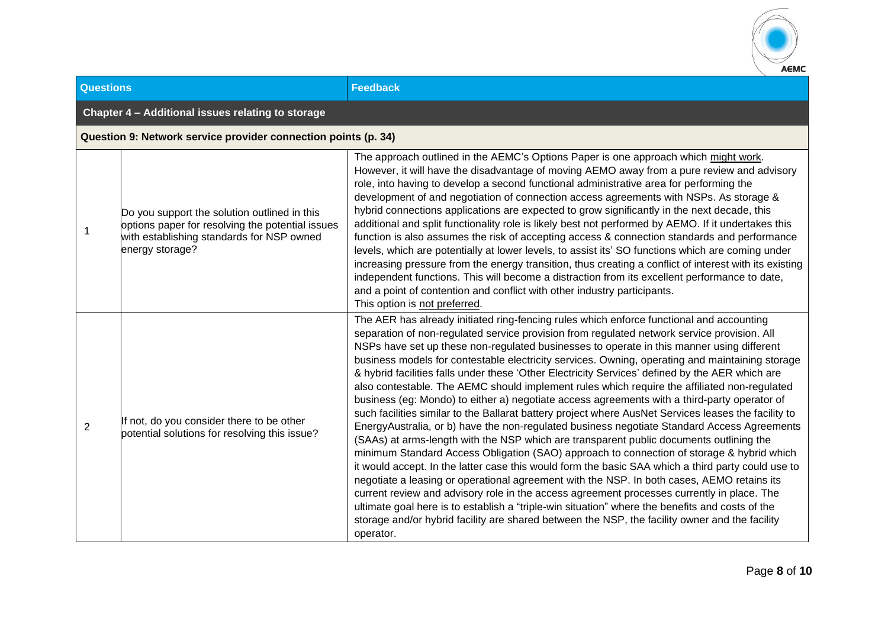| Questions | | Feedback |
|---|---|---|
| **Chapter 4 – Additional issues relating to storage** | | |
| **Question 9: Network service provider connection points (p. 34)** | | |
| 1 | Do you support the solution outlined in this options paper for resolving the potential issues with establishing standards for NSP owned energy storage? | The approach outlined in the AEMC's Options Paper is one approach which might work. However, it will have the disadvantage of moving AEMO away from a pure review and advisory role, into having to develop a second functional administrative area for performing the development of and negotiation of connection access agreements with NSPs. As storage & hybrid connections applications are expected to grow significantly in the next decade, this additional and split functionality role is likely best not performed by AEMO. If it undertakes this function is also assumes the risk of accepting access & connection standards and performance levels, which are potentially at lower levels, to assist its' SO functions which are coming under increasing pressure from the energy transition, thus creating a conflict of interest with its existing independent functions. This will become a distraction from its excellent performance to date, and a point of contention and conflict with other industry participants.<br>This option is not preferred. |
| 2 | If not, do you consider there to be other potential solutions for resolving this issue? | The AER has already initiated ring-fencing rules which enforce functional and accounting separation of non-regulated service provision from regulated network service provision. All NSPs have set up these non-regulated businesses to operate in this manner using different business models for contestable electricity services. Owning, operating and maintaining storage & hybrid facilities falls under these 'Other Electricity Services' defined by the AER which are also contestable. The AEMC should implement rules which require the affiliated non-regulated business (eg: Mondo) to either a) negotiate access agreements with a third-party operator of such facilities similar to the Ballarat battery project where AusNet Services leases the facility to EnergyAustralia, or b) have the non-regulated business negotiate Standard Access Agreements (SAAs) at arms-length with the NSP which are transparent public documents outlining the minimum Standard Access Obligation (SAO) approach to connection of storage & hybrid which it would accept. In the latter case this would form the basic SAA which a third party could use to negotiate a leasing or operational agreement with the NSP. In both cases, AEMO retains its current review and advisory role in the access agreement processes currently in place. The ultimate goal here is to establish a "triple-win situation" where the benefits and costs of the storage and/or hybrid facility are shared between the NSP, the facility owner and the facility operator. |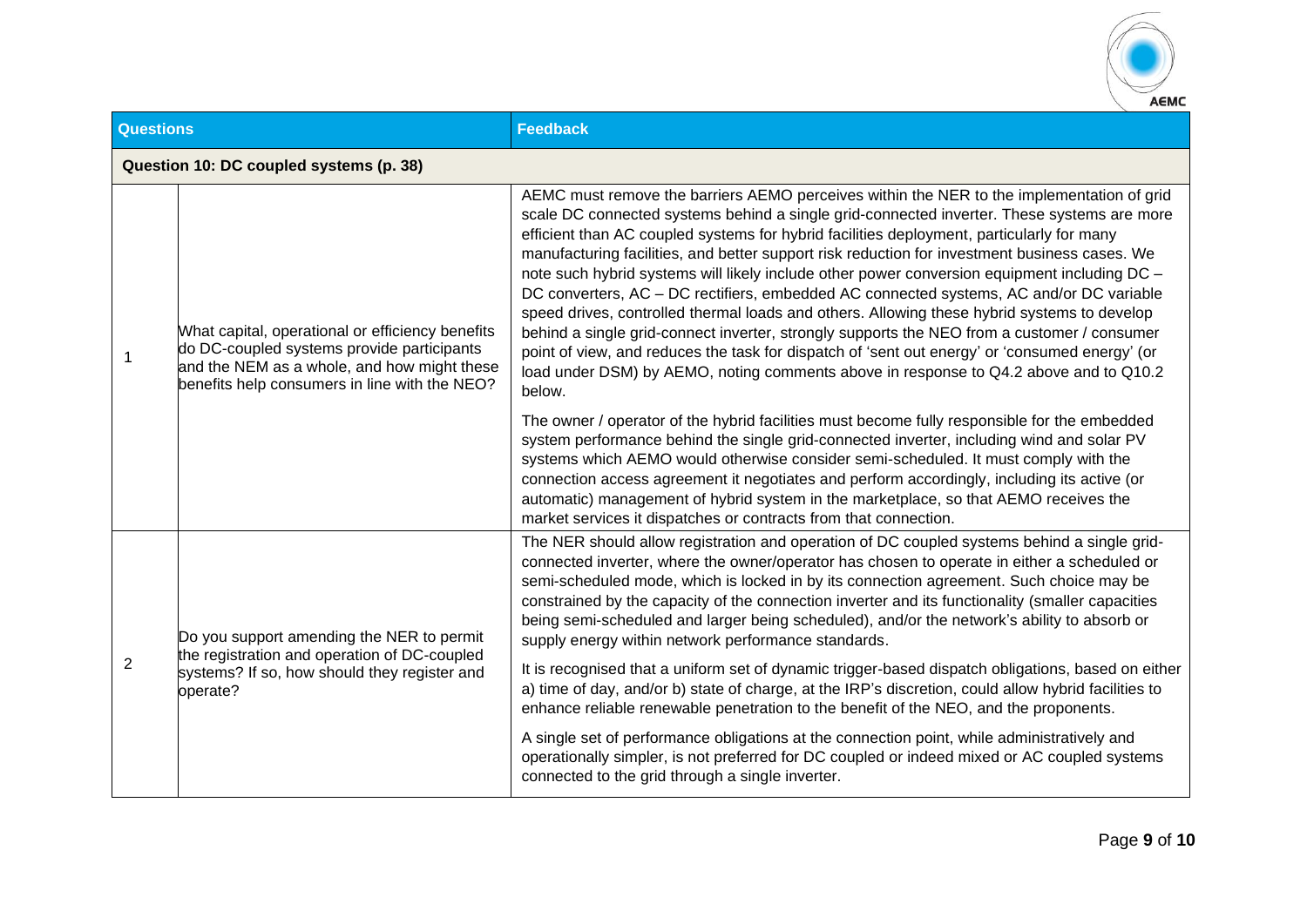| Questions | | Feedback |
|---|---|---|
| **Question 10: DC coupled systems (p. 38)** | | |
| 1 | What capital, operational or efficiency benefits do DC-coupled systems provide participants and the NEM as a whole, and how might these benefits help consumers in line with the NEO? | AEMC must remove the barriers AEMO perceives within the NER to the implementation of grid scale DC connected systems behind a single grid-connected inverter. These systems are more efficient than AC coupled systems for hybrid facilities deployment, particularly for many manufacturing facilities, and better support risk reduction for investment business cases. We note such hybrid systems will likely include other power conversion equipment including DC – DC converters, AC – DC rectifiers, embedded AC connected systems, AC and/or DC variable speed drives, controlled thermal loads and others. Allowing these hybrid systems to develop behind a single grid-connect inverter, strongly supports the NEO from a customer / consumer point of view, and reduces the task for dispatch of 'sent out energy' or 'consumed energy' (or load under DSM) by AEMO, noting comments above in response to Q4.2 above and to Q10.2 below.<br><br>The owner / operator of the hybrid facilities must become fully responsible for the embedded system performance behind the single grid-connected inverter, including wind and solar PV systems which AEMO would otherwise consider semi-scheduled. It must comply with the connection access agreement it negotiates and perform accordingly, including its active (or automatic) management of hybrid system in the marketplace, so that AEMO receives the market services it dispatches or contracts from that connection. |
| 2 | Do you support amending the NER to permit the registration and operation of DC-coupled systems? If so, how should they register and operate? | The NER should allow registration and operation of DC coupled systems behind a single grid-connected inverter, where the owner/operator has chosen to operate in either a scheduled or semi-scheduled mode, which is locked in by its connection agreement. Such choice may be constrained by the capacity of the connection inverter and its functionality (smaller capacities being semi-scheduled and larger being scheduled), and/or the network's ability to absorb or supply energy within network performance standards.<br><br>It is recognised that a uniform set of dynamic trigger-based dispatch obligations, based on either a) time of day, and/or b) state of charge, at the IRP's discretion, could allow hybrid facilities to enhance reliable renewable penetration to the benefit of the NEO, and the proponents.<br><br>A single set of performance obligations at the connection point, while administratively and operationally simpler, is not preferred for DC coupled or indeed mixed or AC coupled systems connected to the grid through a single inverter. |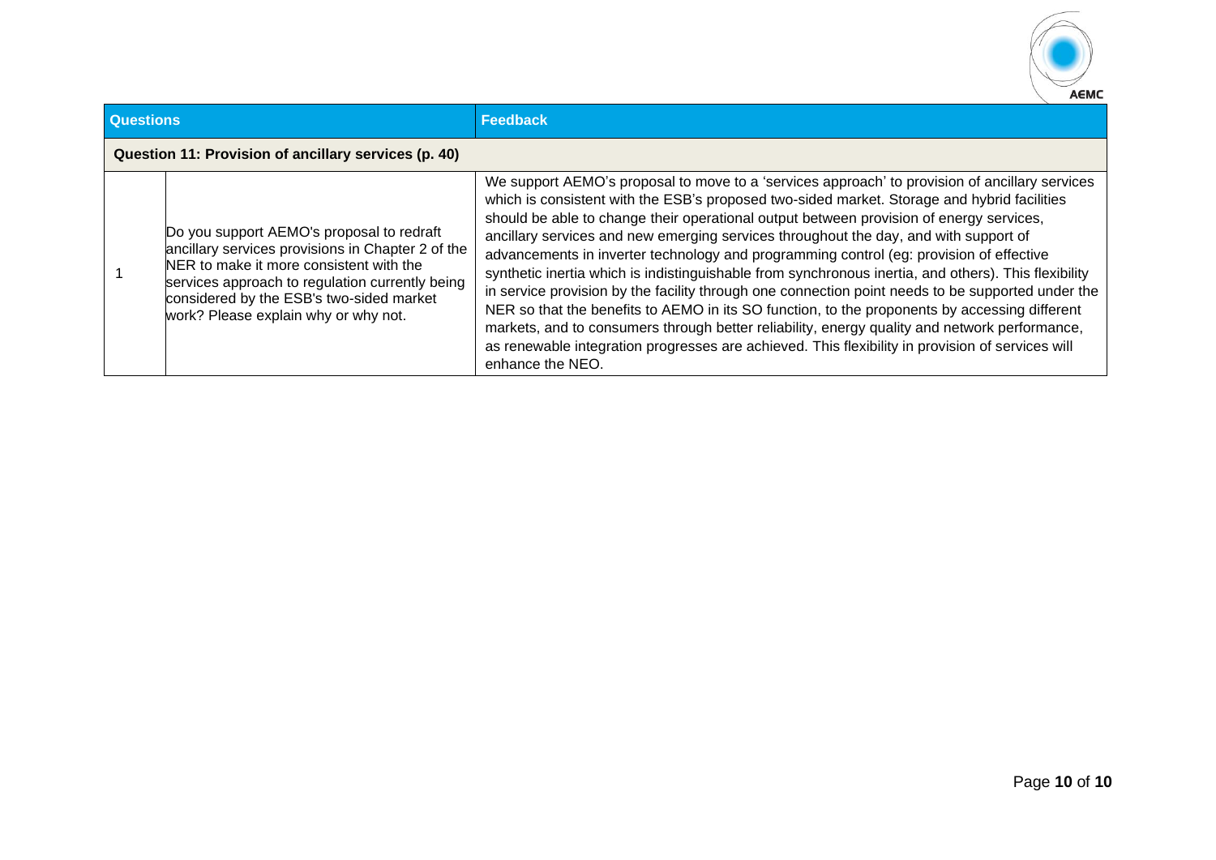| Questions | | Feedback |
|---|---|---|
| **Question 11: Provision of ancillary services (p. 40)** | | |
| 1 | Do you support AEMO's proposal to redraft ancillary services provisions in Chapter 2 of the NER to make it more consistent with the services approach to regulation currently being considered by the ESB's two-sided market work? Please explain why or why not. | We support AEMO's proposal to move to a 'services approach' to provision of ancillary services which is consistent with the ESB's proposed two-sided market. Storage and hybrid facilities should be able to change their operational output between provision of energy services, ancillary services and new emerging services throughout the day, and with support of advancements in inverter technology and programming control (eg: provision of effective synthetic inertia which is indistinguishable from synchronous inertia, and others). This flexibility in service provision by the facility through one connection point needs to be supported under the NER so that the benefits to AEMO in its SO function, to the proponents by accessing different markets, and to consumers through better reliability, energy quality and network performance, as renewable integration progresses are achieved. This flexibility in provision of services will enhance the NEO. |